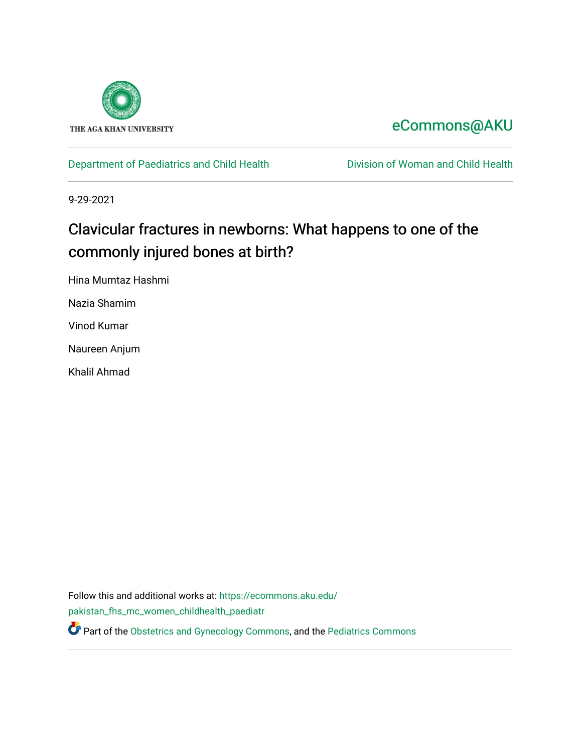THE AGA KHAN UNIVERSITY

eCommons@AKU

Department of Paediatrics and Child Health

Division of Woman and Child Health

9-29-2021

# Clavicular fractures in newborns: What happens to one of the commonly injured bones at birth?

Hina Mumtaz Hashmi

Nazia Shamim

Vinod Kumar

Naureen Anjum

Khalil Ahmad

Follow this and additional works at: https://ecommons.aku.edu/pakistan_fhs_mc_women_childhealth_paediatr

Part of the Obstetrics and Gynecology Commons, and the Pediatrics Commons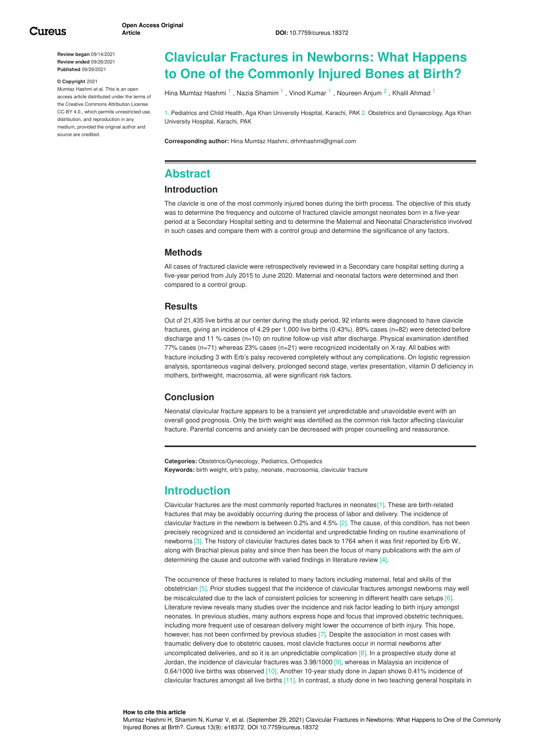# Clavicular Fractures in Newborns: What Happens to One of the Commonly Injured Bones at Birth?

Hina Mumtaz Hashmi [1] , Nazia Shamim [1] , Vinod Kumar [1] , Noureen Anjum [2] , Khalil Ahmad [1]

1. Pediatrics and Child Health, Aga Khan University Hospital, Karachi, PAK 2. Obstetrics and Gynaecology, Aga Khan University Hospital, Karachi, PAK

**Corresponding author:** Hina Mumtaz Hashmi, drhmhashmi@gmail.com

**Review began** 09/14/2021
**Review ended** 09/26/2021
**Published** 09/29/2021

**© Copyright** 2021
Mumtaz Hashmi et al. This is an open access article distributed under the terms of the Creative Commons Attribution License CC-BY 4.0., which permits unrestricted use, distribution, and reproduction in any medium, provided the original author and source are credited.

## Abstract

### Introduction

The clavicle is one of the most commonly injured bones during the birth process. The objective of this study was to determine the frequency and outcome of fractured clavicle amongst neonates born in a five-year period at a Secondary Hospital setting and to determine the Maternal and Neonatal Characteristics involved in such cases and compare them with a control group and determine the significance of any factors.

### Methods

All cases of fractured clavicle were retrospectively reviewed in a Secondary care hospital setting during a five-year period from July 2015 to June 2020. Maternal and neonatal factors were determined and then compared to a control group.

### Results

Out of 21,435 live births at our center during the study period, 92 infants were diagnosed to have clavicle fractures, giving an incidence of 4.29 per 1,000 live births (0.43%). 89% cases (n=82) were detected before discharge and 11 % cases (n=10) on routine follow-up visit after discharge. Physical examination identified 77% cases (n=71) whereas 23% cases (n=21) were recognized incidentally on X-ray. All babies with fracture including 3 with Erb's palsy recovered completely without any complications. On logistic regression analysis, spontaneous vaginal delivery, prolonged second stage, vertex presentation, vitamin D deficiency in mothers, birthweight, macrosomia, all were significant risk factors.

### Conclusion

Neonatal clavicular fracture appears to be a transient yet unpredictable and unavoidable event with an overall good prognosis. Only the birth weight was identified as the common risk factor affecting clavicular fracture. Parental concerns and anxiety can be decreased with proper counselling and reassurance.

**Categories:** Obstetrics/Gynecology, Pediatrics, Orthopedics
**Keywords:** birth weight, erb's palsy, neonate, macrosomia, clavicular fracture

## Introduction

Clavicular fractures are the most commonly reported fractures in neonates[1]. These are birth-related fractures that may be avoidably occurring during the process of labor and delivery. The incidence of clavicular fracture in the newborn is between 0.2% and 4.5% [2]. The cause, of this condition, has not been precisely recognized and is considered an incidental and unpredictable finding on routine examinations of newborns [3]. The history of clavicular fractures dates back to 1764 when it was first reported by Erb W., along with Brachial plexus palsy and since then has been the focus of many publications with the aim of determining the cause and outcome with varied findings in literature review [4].

The occurrence of these fractures is related to many factors including maternal, fetal and skills of the obstetrician [5]. Prior studies suggest that the incidence of clavicular fractures amongst newborns may well be miscalculated due to the lack of consistent policies for screening in different health care setups [6]. Literature review reveals many studies over the incidence and risk factor leading to birth injury amongst neonates. In previous studies, many authors express hope and focus that improved obstetric techniques, including more frequent use of cesarean delivery might lower the occurrence of birth injury. This hope, however, has not been confirmed by previous studies [7]. Despite the association in most cases with traumatic delivery due to obstetric causes, most clavicle fractures occur in normal newborns after uncomplicated deliveries, and so it is an unpredictable complication [8]. In a prospective study done at Jordan, the incidence of clavicular fractures was 3.98/1000 [9], whereas in Malaysia an incidence of 0.64/1000 live births was observed [10]. Another 10-year study done in Japan shows 0.41% incidence of clavicular fractures amongst all live births [11]. In contrast, a study done in two teaching general hospitals in

**How to cite this article**
Mumtaz Hashmi H, Shamim N, Kumar V, et al. (September 29, 2021) Clavicular Fractures in Newborns: What Happens to One of the Commonly Injured Bones at Birth?. Cureus 13(9): e18372. DOI 10.7759/cureus.18372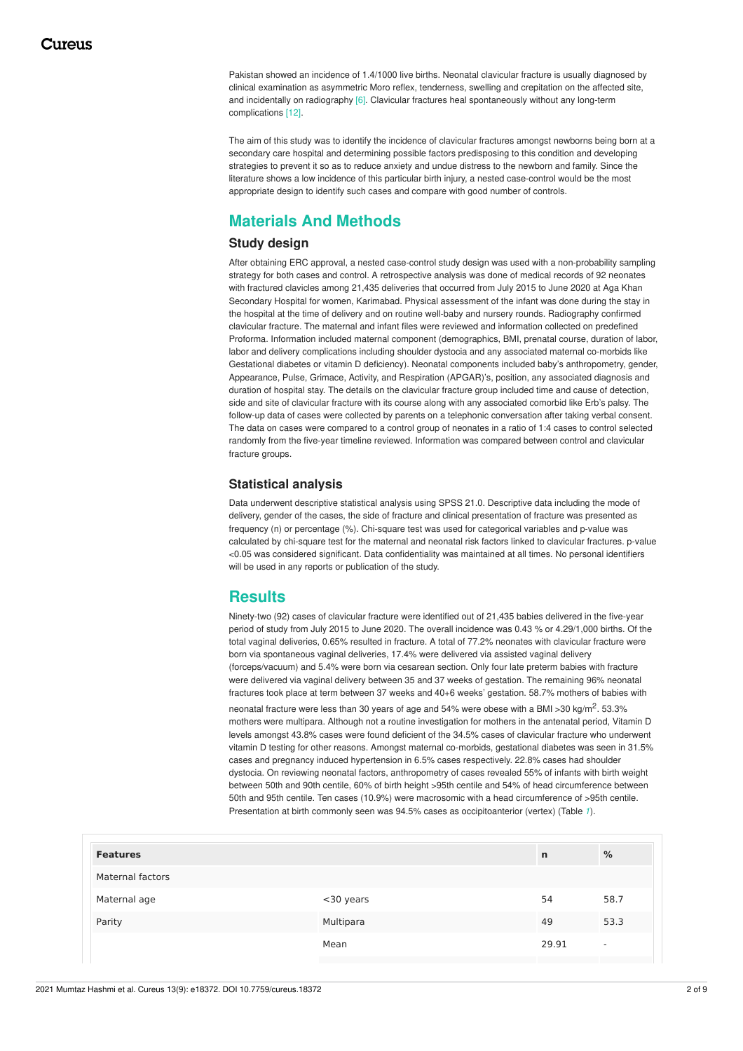Pakistan showed an incidence of 1.4/1000 live births. Neonatal clavicular fracture is usually diagnosed by clinical examination as asymmetric Moro reflex, tenderness, swelling and crepitation on the affected site, and incidentally on radiography [6]. Clavicular fractures heal spontaneously without any long-term complications [12].

The aim of this study was to identify the incidence of clavicular fractures amongst newborns being born at a secondary care hospital and determining possible factors predisposing to this condition and developing strategies to prevent it so as to reduce anxiety and undue distress to the newborn and family. Since the literature shows a low incidence of this particular birth injury, a nested case-control would be the most appropriate design to identify such cases and compare with good number of controls.

## Materials And Methods

### Study design

After obtaining ERC approval, a nested case-control study design was used with a non-probability sampling strategy for both cases and control. A retrospective analysis was done of medical records of 92 neonates with fractured clavicles among 21,435 deliveries that occurred from July 2015 to June 2020 at Aga Khan Secondary Hospital for women, Karimabad. Physical assessment of the infant was done during the stay in the hospital at the time of delivery and on routine well-baby and nursery rounds. Radiography confirmed clavicular fracture. The maternal and infant files were reviewed and information collected on predefined Proforma. Information included maternal component (demographics, BMI, prenatal course, duration of labor, labor and delivery complications including shoulder dystocia and any associated maternal co-morbids like Gestational diabetes or vitamin D deficiency). Neonatal components included baby's anthropometry, gender, Appearance, Pulse, Grimace, Activity, and Respiration (APGAR)'s, position, any associated diagnosis and duration of hospital stay. The details on the clavicular fracture group included time and cause of detection, side and site of clavicular fracture with its course along with any associated comorbid like Erb's palsy. The follow-up data of cases were collected by parents on a telephonic conversation after taking verbal consent. The data on cases were compared to a control group of neonates in a ratio of 1:4 cases to control selected randomly from the five-year timeline reviewed. Information was compared between control and clavicular fracture groups.

### Statistical analysis

Data underwent descriptive statistical analysis using SPSS 21.0. Descriptive data including the mode of delivery, gender of the cases, the side of fracture and clinical presentation of fracture was presented as frequency (n) or percentage (%). Chi-square test was used for categorical variables and p-value was calculated by chi-square test for the maternal and neonatal risk factors linked to clavicular fractures. p-value <0.05 was considered significant. Data confidentiality was maintained at all times. No personal identifiers will be used in any reports or publication of the study.

## Results

Ninety-two (92) cases of clavicular fracture were identified out of 21,435 babies delivered in the five-year period of study from July 2015 to June 2020. The overall incidence was 0.43 % or 4.29/1,000 births. Of the total vaginal deliveries, 0.65% resulted in fracture. A total of 77.2% neonates with clavicular fracture were born via spontaneous vaginal deliveries, 17.4% were delivered via assisted vaginal delivery (forceps/vacuum) and 5.4% were born via cesarean section. Only four late preterm babies with fracture were delivered via vaginal delivery between 35 and 37 weeks of gestation. The remaining 96% neonatal fractures took place at term between 37 weeks and 40+6 weeks' gestation. 58.7% mothers of babies with neonatal fracture were less than 30 years of age and 54% were obese with a BMI >30 kg/m$^2$. 53.3% mothers were multipara. Although not a routine investigation for mothers in the antenatal period, Vitamin D levels amongst 43.8% cases were found deficient of the 34.5% cases of clavicular fracture who underwent vitamin D testing for other reasons. Amongst maternal co-morbids, gestational diabetes was seen in 31.5% cases and pregnancy induced hypertension in 6.5% cases respectively. 22.8% cases had shoulder dystocia. On reviewing neonatal factors, anthropometry of cases revealed 55% of infants with birth weight between 50th and 90th centile, 60% of birth height >95th centile and 54% of head circumference between 50th and 95th centile. Ten cases (10.9%) were macrosomic with a head circumference of >95th centile. Presentation at birth commonly seen was 94.5% cases as occipitoanterior (vertex) (Table 1).

| Features | | n | % |
|---|---|---|---|
| Maternal factors | | | |
| Maternal age | <30 years | 54 | 58.7 |
| Parity | Multipara | 49 | 53.3 |
| | Mean | 29.91 | - |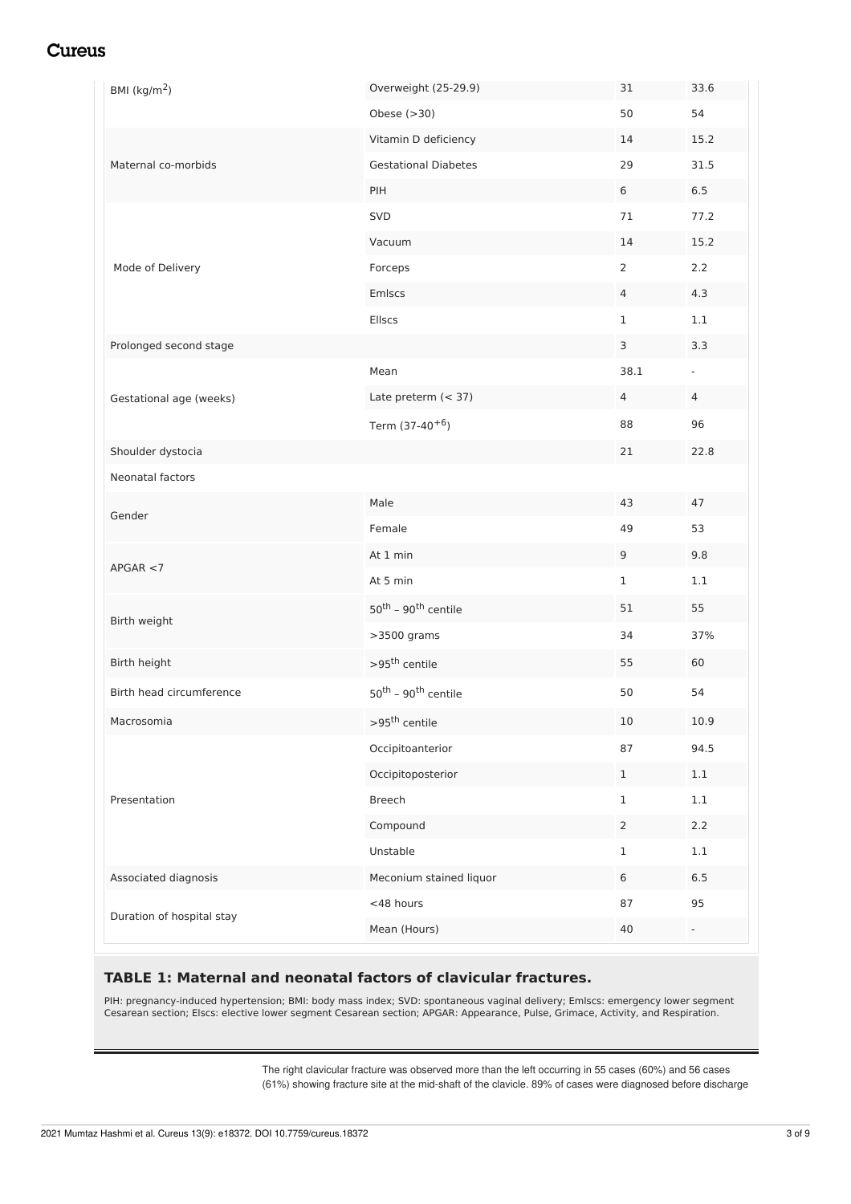| | | | |
|---|---|---|---|
| BMI (kg/m$^2$) | Overweight (25-29.9) | 31 | 33.6 |
| | Obese (>30) | 50 | 54 |
| Maternal co-morbids | Vitamin D deficiency | 14 | 15.2 |
| | Gestational Diabetes | 29 | 31.5 |
| | PIH | 6 | 6.5 |
| Mode of Delivery | SVD | 71 | 77.2 |
| | Vacuum | 14 | 15.2 |
| | Forceps | 2 | 2.2 |
| | Emlscs | 4 | 4.3 |
| | Ellscs | 1 | 1.1 |
| Prolonged second stage | | 3 | 3.3 |
| Gestational age (weeks) | Mean | 38.1 | - |
| | Late preterm (< 37) | 4 | 4 |
| | Term (37-40$^{+6}$) | 88 | 96 |
| Shoulder dystocia | | 21 | 22.8 |
| Neonatal factors | | | |
| Gender | Male | 43 | 47 |
| | Female | 49 | 53 |
| APGAR <7 | At 1 min | 9 | 9.8 |
| | At 5 min | 1 | 1.1 |
| Birth weight | 50$^{th}$ – 90$^{th}$ centile | 51 | 55 |
| | >3500 grams | 34 | 37% |
| Birth height | >95$^{th}$ centile | 55 | 60 |
| Birth head circumference | 50$^{th}$ – 90$^{th}$ centile | 50 | 54 |
| Macrosomia | >95$^{th}$ centile | 10 | 10.9 |
| Presentation | Occipitoanterior | 87 | 94.5 |
| | Occipitoposterior | 1 | 1.1 |
| | Breech | 1 | 1.1 |
| | Compound | 2 | 2.2 |
| | Unstable | 1 | 1.1 |
| Associated diagnosis | Meconium stained liquor | 6 | 6.5 |
| Duration of hospital stay | <48 hours | 87 | 95 |
| | Mean (Hours) | 40 | - |

**TABLE 1: Maternal and neonatal factors of clavicular fractures.**

PIH: pregnancy-induced hypertension; BMI: body mass index; SVD: spontaneous vaginal delivery; Emlscs: emergency lower segment Cesarean section; Elscs: elective lower segment Cesarean section; APGAR: Appearance, Pulse, Grimace, Activity, and Respiration.

The right clavicular fracture was observed more than the left occurring in 55 cases (60%) and 56 cases (61%) showing fracture site at the mid-shaft of the clavicle. 89% of cases were diagnosed before discharge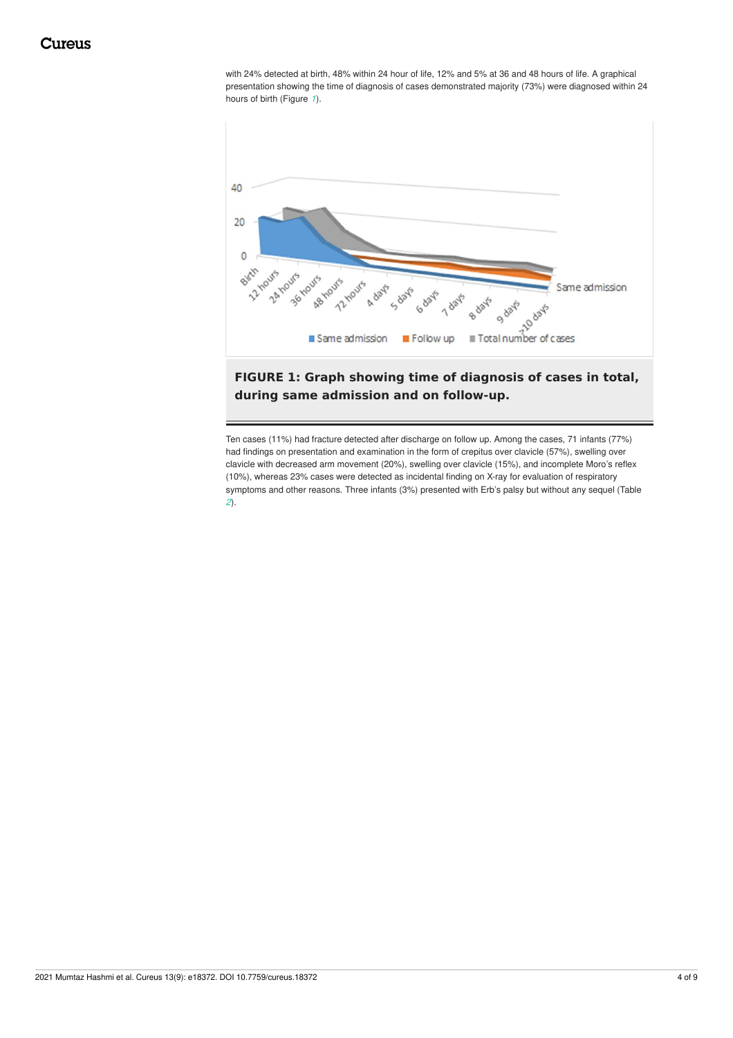with 24% detected at birth, 48% within 24 hour of life, 12% and 5% at 36 and 48 hours of life. A graphical presentation showing the time of diagnosis of cases demonstrated majority (73%) were diagnosed within 24 hours of birth (Figure 1).

**FIGURE 1: Graph showing time of diagnosis of cases in total, during same admission and on follow-up.**

Ten cases (11%) had fracture detected after discharge on follow up. Among the cases, 71 infants (77%) had findings on presentation and examination in the form of crepitus over clavicle (57%), swelling over clavicle with decreased arm movement (20%), swelling over clavicle (15%), and incomplete Moro's reflex (10%), whereas 23% cases were detected as incidental finding on X-ray for evaluation of respiratory symptoms and other reasons. Three infants (3%) presented with Erb's palsy but without any sequel (Table 2).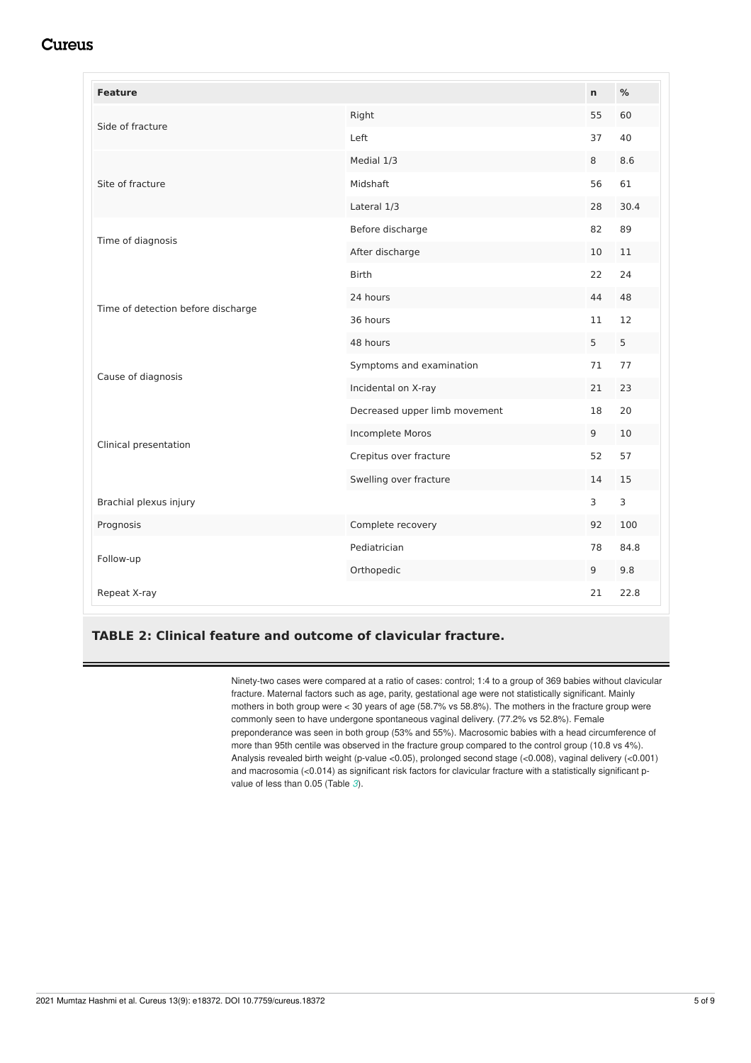| Feature | | n | % |
|---|---|---|---|
| Side of fracture | Right | 55 | 60 |
| | Left | 37 | 40 |
| Site of fracture | Medial 1/3 | 8 | 8.6 |
| | Midshaft | 56 | 61 |
| | Lateral 1/3 | 28 | 30.4 |
| Time of diagnosis | Before discharge | 82 | 89 |
| | After discharge | 10 | 11 |
| Time of detection before discharge | Birth | 22 | 24 |
| | 24 hours | 44 | 48 |
| | 36 hours | 11 | 12 |
| | 48 hours | 5 | 5 |
| Cause of diagnosis | Symptoms and examination | 71 | 77 |
| | Incidental on X-ray | 21 | 23 |
| Clinical presentation | Decreased upper limb movement | 18 | 20 |
| | Incomplete Moros | 9 | 10 |
| | Crepitus over fracture | 52 | 57 |
| | Swelling over fracture | 14 | 15 |
| Brachial plexus injury | | 3 | 3 |
| Prognosis | Complete recovery | 92 | 100 |
| Follow-up | Pediatrician | 78 | 84.8 |
| | Orthopedic | 9 | 9.8 |
| Repeat X-ray | | 21 | 22.8 |

**TABLE 2: Clinical feature and outcome of clavicular fracture.**

Ninety-two cases were compared at a ratio of cases: control; 1:4 to a group of 369 babies without clavicular fracture. Maternal factors such as age, parity, gestational age were not statistically significant. Mainly mothers in both group were < 30 years of age (58.7% vs 58.8%). The mothers in the fracture group were commonly seen to have undergone spontaneous vaginal delivery. (77.2% vs 52.8%). Female preponderance was seen in both group (53% and 55%). Macrosomic babies with a head circumference of more than 95th centile was observed in the fracture group compared to the control group (10.8 vs 4%). Analysis revealed birth weight (p-value <0.05), prolonged second stage (<0.008), vaginal delivery (<0.001) and macrosomia (<0.014) as significant risk factors for clavicular fracture with a statistically significant p-value of less than 0.05 (Table 3).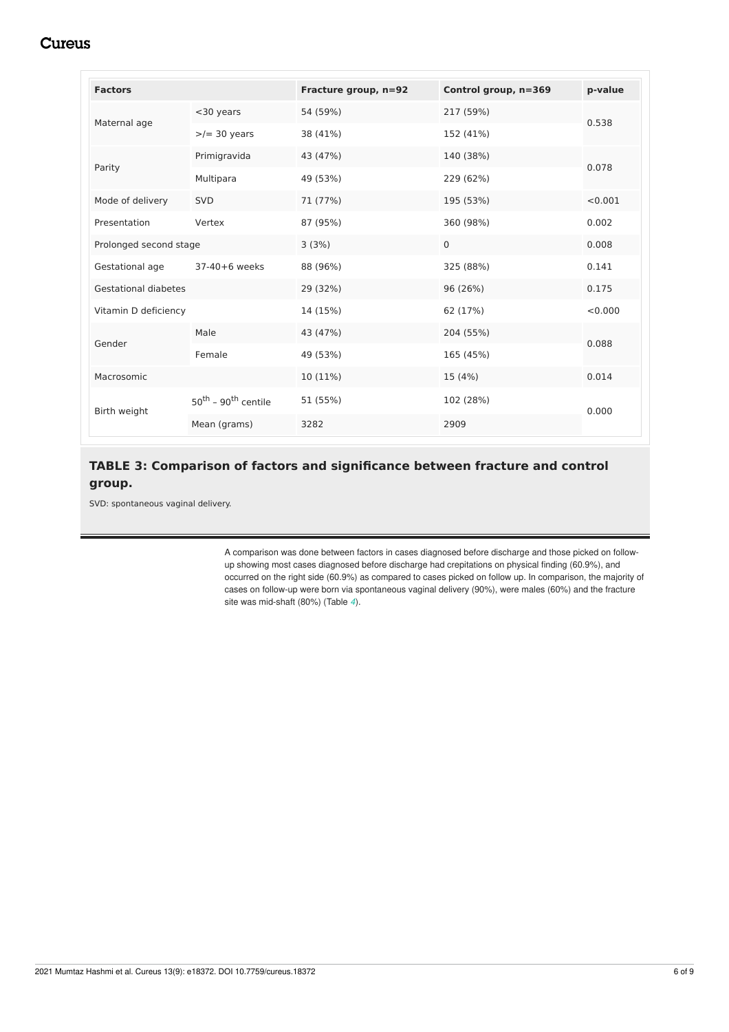| Factors | | Fracture group, n=92 | Control group, n=369 | p-value |
|---|---|---|---|---|
| Maternal age | <30 years | 54 (59%) | 217 (59%) | 0.538 |
| | >/= 30 years | 38 (41%) | 152 (41%) | |
| Parity | Primigravida | 43 (47%) | 140 (38%) | 0.078 |
| | Multipara | 49 (53%) | 229 (62%) | |
| Mode of delivery | SVD | 71 (77%) | 195 (53%) | <0.001 |
| Presentation | Vertex | 87 (95%) | 360 (98%) | 0.002 |
| Prolonged second stage | | 3 (3%) | 0 | 0.008 |
| Gestational age | 37-40+6 weeks | 88 (96%) | 325 (88%) | 0.141 |
| Gestational diabetes | | 29 (32%) | 96 (26%) | 0.175 |
| Vitamin D deficiency | | 14 (15%) | 62 (17%) | <0.000 |
| Gender | Male | 43 (47%) | 204 (55%) | 0.088 |
| | Female | 49 (53%) | 165 (45%) | |
| Macrosomic | | 10 (11%) | 15 (4%) | 0.014 |
| Birth weight | $50^{th}$ – $90^{th}$ centile | 51 (55%) | 102 (28%) | 0.000 |
| | Mean (grams) | 3282 | 2909 | |

**TABLE 3: Comparison of factors and significance between fracture and control group.**

SVD: spontaneous vaginal delivery.

A comparison was done between factors in cases diagnosed before discharge and those picked on follow-up showing most cases diagnosed before discharge had crepitations on physical finding (60.9%), and occurred on the right side (60.9%) as compared to cases picked on follow up. In comparison, the majority of cases on follow-up were born via spontaneous vaginal delivery (90%), were males (60%) and the fracture site was mid-shaft (80%) (Table 4).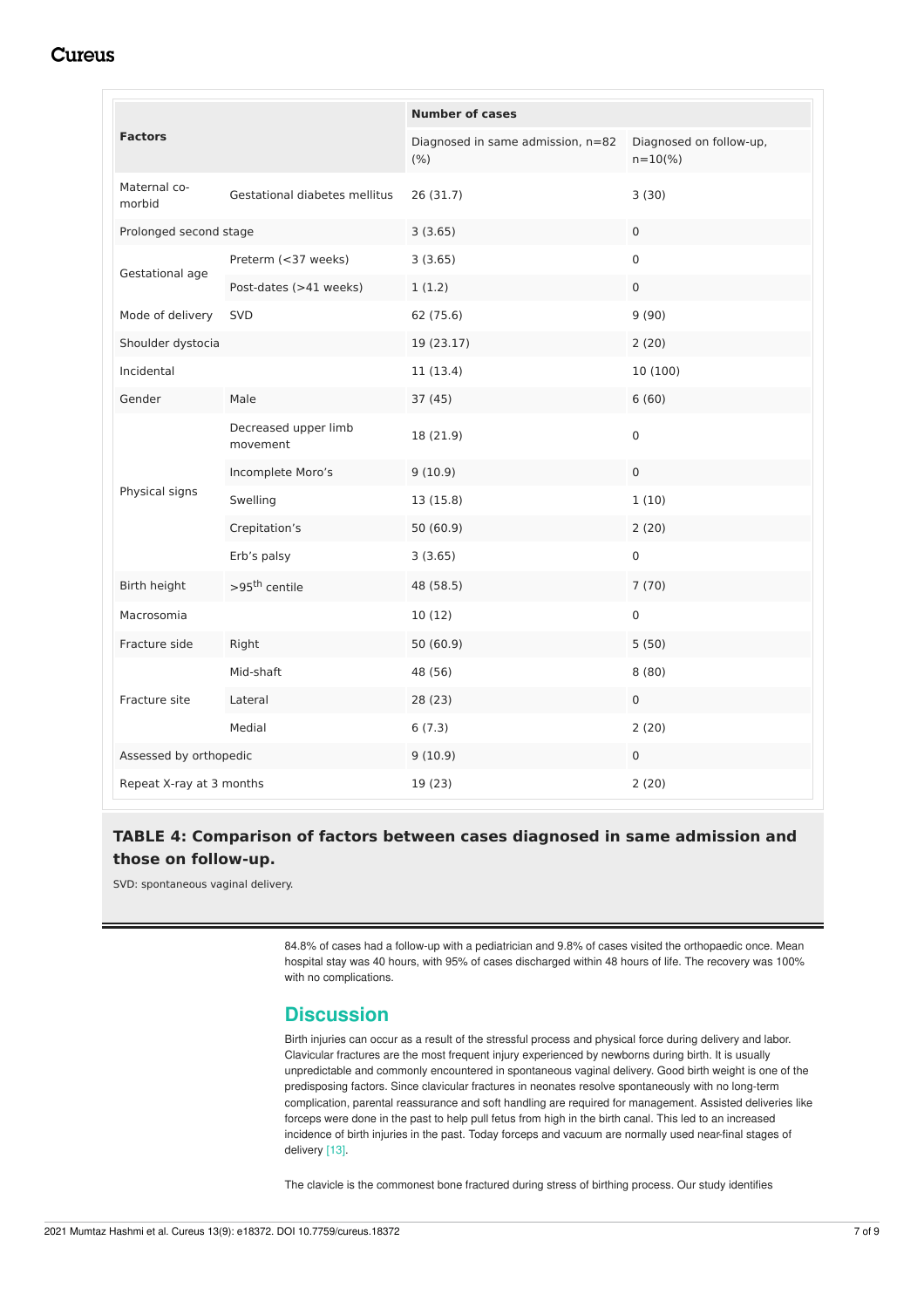| Factors | | Number of cases | |
|---|---|---|---|
| | | Diagnosed in same admission, n=82 (%) | Diagnosed on follow-up, n=10(%) |
| Maternal co-morbid | Gestational diabetes mellitus | 26 (31.7) | 3 (30) |
| Prolonged second stage | | 3 (3.65) | 0 |
| Gestational age | Preterm (<37 weeks) | 3 (3.65) | 0 |
| | Post-dates (>41 weeks) | 1 (1.2) | 0 |
| Mode of delivery | SVD | 62 (75.6) | 9 (90) |
| Shoulder dystocia | | 19 (23.17) | 2 (20) |
| Incidental | | 11 (13.4) | 10 (100) |
| Gender | Male | 37 (45) | 6 (60) |
| Physical signs | Decreased upper limb movement | 18 (21.9) | 0 |
| | Incomplete Moro's | 9 (10.9) | 0 |
| | Swelling | 13 (15.8) | 1 (10) |
| | Crepitation's | 50 (60.9) | 2 (20) |
| | Erb's palsy | 3 (3.65) | 0 |
| Birth height | >95th centile | 48 (58.5) | 7 (70) |
| Macrosomia | | 10 (12) | 0 |
| Fracture side | Right | 50 (60.9) | 5 (50) |
| Fracture site | Mid-shaft | 48 (56) | 8 (80) |
| | Lateral | 28 (23) | 0 |
| | Medial | 6 (7.3) | 2 (20) |
| Assessed by orthopedic | | 9 (10.9) | 0 |
| Repeat X-ray at 3 months | | 19 (23) | 2 (20) |

**TABLE 4: Comparison of factors between cases diagnosed in same admission and those on follow-up.**

SVD: spontaneous vaginal delivery.

84.8% of cases had a follow-up with a pediatrician and 9.8% of cases visited the orthopaedic once. Mean hospital stay was 40 hours, with 95% of cases discharged within 48 hours of life. The recovery was 100% with no complications.

## Discussion

Birth injuries can occur as a result of the stressful process and physical force during delivery and labor. Clavicular fractures are the most frequent injury experienced by newborns during birth. It is usually unpredictable and commonly encountered in spontaneous vaginal delivery. Good birth weight is one of the predisposing factors. Since clavicular fractures in neonates resolve spontaneously with no long-term complication, parental reassurance and soft handling are required for management. Assisted deliveries like forceps were done in the past to help pull fetus from high in the birth canal. This led to an increased incidence of birth injuries in the past. Today forceps and vacuum are normally used near-final stages of delivery [13].

The clavicle is the commonest bone fractured during stress of birthing process. Our study identifies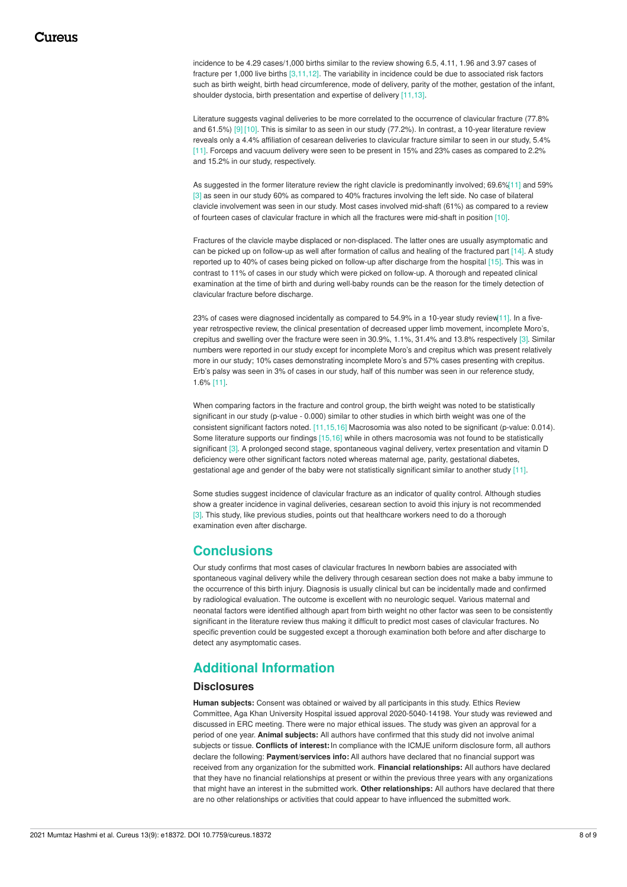incidence to be 4.29 cases/1,000 births similar to the review showing 6.5, 4.11, 1.96 and 3.97 cases of fracture per 1,000 live births [3,11,12]. The variability in incidence could be due to associated risk factors such as birth weight, birth head circumference, mode of delivery, parity of the mother, gestation of the infant, shoulder dystocia, birth presentation and expertise of delivery [11,13].

Literature suggests vaginal deliveries to be more correlated to the occurrence of clavicular fracture (77.8% and 61.5%) [9] [10]. This is similar to as seen in our study (77.2%). In contrast, a 10-year literature review reveals only a 4.4% affiliation of cesarean deliveries to clavicular fracture similar to seen in our study, 5.4% [11]. Forceps and vacuum delivery were seen to be present in 15% and 23% cases as compared to 2.2% and 15.2% in our study, respectively.

As suggested in the former literature review the right clavicle is predominantly involved; 69.6%[11] and 59% [3] as seen in our study 60% as compared to 40% fractures involving the left side. No case of bilateral clavicle involvement was seen in our study. Most cases involved mid-shaft (61%) as compared to a review of fourteen cases of clavicular fracture in which all the fractures were mid-shaft in position [10].

Fractures of the clavicle maybe displaced or non-displaced. The latter ones are usually asymptomatic and can be picked up on follow-up as well after formation of callus and healing of the fractured part [14]. A study reported up to 40% of cases being picked on follow-up after discharge from the hospital [15]. This was in contrast to 11% of cases in our study which were picked on follow-up. A thorough and repeated clinical examination at the time of birth and during well-baby rounds can be the reason for the timely detection of clavicular fracture before discharge.

23% of cases were diagnosed incidentally as compared to 54.9% in a 10-year study review[11]. In a five-year retrospective review, the clinical presentation of decreased upper limb movement, incomplete Moro's, crepitus and swelling over the fracture were seen in 30.9%, 1.1%, 31.4% and 13.8% respectively [3]. Similar numbers were reported in our study except for incomplete Moro's and crepitus which was present relatively more in our study; 10% cases demonstrating incomplete Moro's and 57% cases presenting with crepitus. Erb's palsy was seen in 3% of cases in our study, half of this number was seen in our reference study, 1.6% [11].

When comparing factors in the fracture and control group, the birth weight was noted to be statistically significant in our study (p-value - 0.000) similar to other studies in which birth weight was one of the consistent significant factors noted. [11,15,16] Macrosomia was also noted to be significant (p-value: 0.014). Some literature supports our findings [15,16] while in others macrosomia was not found to be statistically significant [3]. A prolonged second stage, spontaneous vaginal delivery, vertex presentation and vitamin D deficiency were other significant factors noted whereas maternal age, parity, gestational diabetes, gestational age and gender of the baby were not statistically significant similar to another study [11].

Some studies suggest incidence of clavicular fracture as an indicator of quality control. Although studies show a greater incidence in vaginal deliveries, cesarean section to avoid this injury is not recommended [3]. This study, like previous studies, points out that healthcare workers need to do a thorough examination even after discharge.

## Conclusions

Our study confirms that most cases of clavicular fractures In newborn babies are associated with spontaneous vaginal delivery while the delivery through cesarean section does not make a baby immune to the occurrence of this birth injury. Diagnosis is usually clinical but can be incidentally made and confirmed by radiological evaluation. The outcome is excellent with no neurologic sequel. Various maternal and neonatal factors were identified although apart from birth weight no other factor was seen to be consistently significant in the literature review thus making it difficult to predict most cases of clavicular fractures. No specific prevention could be suggested except a thorough examination both before and after discharge to detect any asymptomatic cases.

## Additional Information

### Disclosures

**Human subjects:** Consent was obtained or waived by all participants in this study. Ethics Review Committee, Aga Khan University Hospital issued approval 2020-5040-14198. Your study was reviewed and discussed in ERC meeting. There were no major ethical issues. The study was given an approval for a period of one year. **Animal subjects:** All authors have confirmed that this study did not involve animal subjects or tissue. **Conflicts of interest:** In compliance with the ICMJE uniform disclosure form, all authors declare the following: **Payment/services info:** All authors have declared that no financial support was received from any organization for the submitted work. **Financial relationships:** All authors have declared that they have no financial relationships at present or within the previous three years with any organizations that might have an interest in the submitted work. **Other relationships:** All authors have declared that there are no other relationships or activities that could appear to have influenced the submitted work.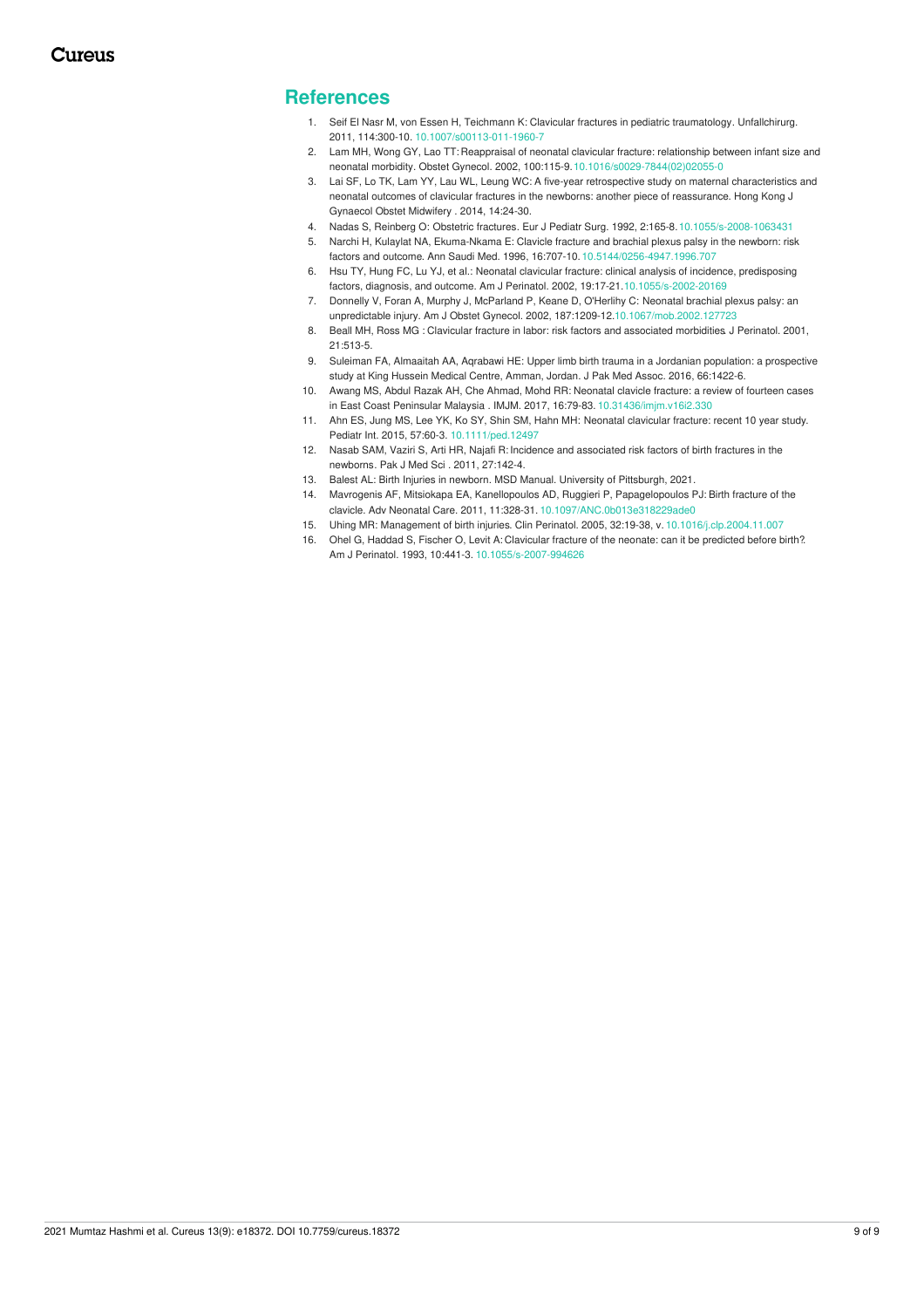## References

1. Seif El Nasr M, von Essen H, Teichmann K: Clavicular fractures in pediatric traumatology. Unfallchirurg. 2011, 114:300-10. 10.1007/s00113-011-1960-7
2. Lam MH, Wong GY, Lao TT: Reappraisal of neonatal clavicular fracture: relationship between infant size and neonatal morbidity. Obstet Gynecol. 2002, 100:115-9. 10.1016/s0029-7844(02)02055-0
3. Lai SF, Lo TK, Lam YY, Lau WL, Leung WC: A five-year retrospective study on maternal characteristics and neonatal outcomes of clavicular fractures in the newborns: another piece of reassurance. Hong Kong J Gynaecol Obstet Midwifery . 2014, 14:24-30.
4. Nadas S, Reinberg O: Obstetric fractures. Eur J Pediatr Surg. 1992, 2:165-8. 10.1055/s-2008-1063431
5. Narchi H, Kulaylat NA, Ekuma-Nkama E: Clavicle fracture and brachial plexus palsy in the newborn: risk factors and outcome. Ann Saudi Med. 1996, 16:707-10. 10.5144/0256-4947.1996.707
6. Hsu TY, Hung FC, Lu YJ, et al.: Neonatal clavicular fracture: clinical analysis of incidence, predisposing factors, diagnosis, and outcome. Am J Perinatol. 2002, 19:17-21. 10.1055/s-2002-20169
7. Donnelly V, Foran A, Murphy J, McParland P, Keane D, O'Herlihy C: Neonatal brachial plexus palsy: an unpredictable injury. Am J Obstet Gynecol. 2002, 187:1209-12. 10.1067/mob.2002.127723
8. Beall MH, Ross MG : Clavicular fracture in labor: risk factors and associated morbidities J Perinatol. 2001, 21:513-5.
9. Suleiman FA, Almaaitah AA, Aqrabawi HE: Upper limb birth trauma in a Jordanian population: a prospective study at King Hussein Medical Centre, Amman, Jordan. J Pak Med Assoc. 2016, 66:1422-6.
10. Awang MS, Abdul Razak AH, Che Ahmad, Mohd RR: Neonatal clavicle fracture: a review of fourteen cases in East Coast Peninsular Malaysia . IMJM. 2017, 16:79-83. 10.31436/imjm.v16i2.330
11. Ahn ES, Jung MS, Lee YK, Ko SY, Shin SM, Hahn MH: Neonatal clavicular fracture: recent 10 year study. Pediatr Int. 2015, 57:60-3. 10.1111/ped.12497
12. Nasab SAM, Vaziri S, Arti HR, Najafi R: Incidence and associated risk factors of birth fractures in the newborns. Pak J Med Sci . 2011, 27:142-4.
13. Balest AL: Birth Injuries in newborn. MSD Manual. University of Pittsburgh, 2021.
14. Mavrogenis AF, Mitsiokapa EA, Kanellopoulos AD, Ruggieri P, Papagelopoulos PJ: Birth fracture of the clavicle. Adv Neonatal Care. 2011, 11:328-31. 10.1097/ANC.0b013e318229ade0
15. Uhing MR: Management of birth injuries. Clin Perinatol. 2005, 32:19-38, v. 10.1016/j.clp.2004.11.007
16. Ohel G, Haddad S, Fischer O, Levit A: Clavicular fracture of the neonate: can it be predicted before birth?. Am J Perinatol. 1993, 10:441-3. 10.1055/s-2007-994626